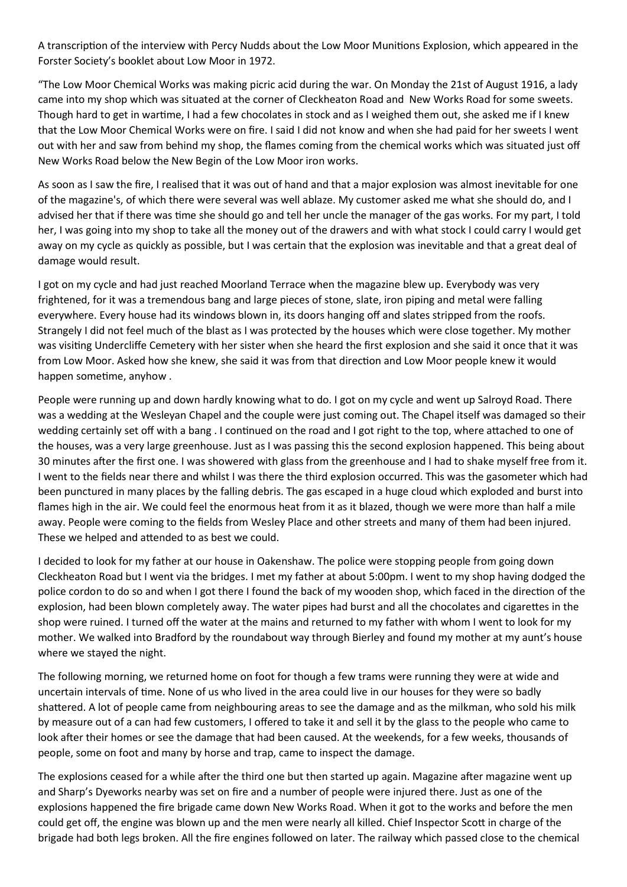A transcription of the interview with Percy Nudds about the Low Moor Munitions Explosion, which appeared in the Forster Society's booklet about Low Moor in 1972.

"The Low Moor Chemical Works was making picric acid during the war. On Monday the 21st of August 1916, a lady came into my shop which was situated at the corner of Cleckheaton Road and New Works Road for some sweets. Though hard to get in wartime, I had a few chocolates in stock and as I weighed them out, she asked me if I knew that the Low Moor Chemical Works were on fire. I said I did not know and when she had paid for her sweets I went out with her and saw from behind my shop, the flames coming from the chemical works which was situated just off New Works Road below the New Begin of the Low Moor iron works.

As soon as I saw the fire, I realised that it was out of hand and that a major explosion was almost inevitable for one of the magazine's, of which there were several was well ablaze. My customer asked me what she should do, and I advised her that if there was time she should go and tell her uncle the manager of the gas works. For my part, I told her, I was going into my shop to take all the money out of the drawers and with what stock I could carry I would get away on my cycle as quickly as possible, but I was certain that the explosion was inevitable and that a great deal of damage would result.

I got on my cycle and had just reached Moorland Terrace when the magazine blew up. Everybody was very frightened, for it was a tremendous bang and large pieces of stone, slate, iron piping and metal were falling everywhere. Every house had its windows blown in, its doors hanging off and slates stripped from the roofs. Strangely I did not feel much of the blast as I was protected by the houses which were close together. My mother was visiting Undercliffe Cemetery with her sister when she heard the first explosion and she said it once that it was from Low Moor. Asked how she knew, she said it was from that direction and Low Moor people knew it would happen sometime, anyhow .

People were running up and down hardly knowing what to do. I got on my cycle and went up Salroyd Road. There was a wedding at the Wesleyan Chapel and the couple were just coming out. The Chapel itself was damaged so their wedding certainly set off with a bang . I continued on the road and I got right to the top, where attached to one of the houses, was a very large greenhouse. Just as I was passing this the second explosion happened. This being about 30 minutes after the first one. I was showered with glass from the greenhouse and I had to shake myself free from it. I went to the fields near there and whilst I was there the third explosion occurred. This was the gasometer which had been punctured in many places by the falling debris. The gas escaped in a huge cloud which exploded and burst into flames high in the air. We could feel the enormous heat from it as it blazed, though we were more than half a mile away. People were coming to the fields from Wesley Place and other streets and many of them had been injured. These we helped and attended to as best we could.

I decided to look for my father at our house in Oakenshaw. The police were stopping people from going down Cleckheaton Road but I went via the bridges. I met my father at about 5:00pm. I went to my shop having dodged the police cordon to do so and when I got there I found the back of my wooden shop, which faced in the direction of the explosion, had been blown completely away. The water pipes had burst and all the chocolates and cigarettes in the shop were ruined. I turned off the water at the mains and returned to my father with whom I went to look for my mother. We walked into Bradford by the roundabout way through Bierley and found my mother at my aunt's house where we stayed the night.

The following morning, we returned home on foot for though a few trams were running they were at wide and uncertain intervals of time. None of us who lived in the area could live in our houses for they were so badly shattered. A lot of people came from neighbouring areas to see the damage and as the milkman, who sold his milk by measure out of a can had few customers, I offered to take it and sell it by the glass to the people who came to look after their homes or see the damage that had been caused. At the weekends, for a few weeks, thousands of people, some on foot and many by horse and trap, came to inspect the damage.

The explosions ceased for a while after the third one but then started up again. Magazine after magazine went up and Sharp's Dyeworks nearby was set on fire and a number of people were injured there. Just as one of the explosions happened the fire brigade came down New Works Road. When it got to the works and before the men could get off, the engine was blown up and the men were nearly all killed. Chief Inspector Scott in charge of the brigade had both legs broken. All the fire engines followed on later. The railway which passed close to the chemical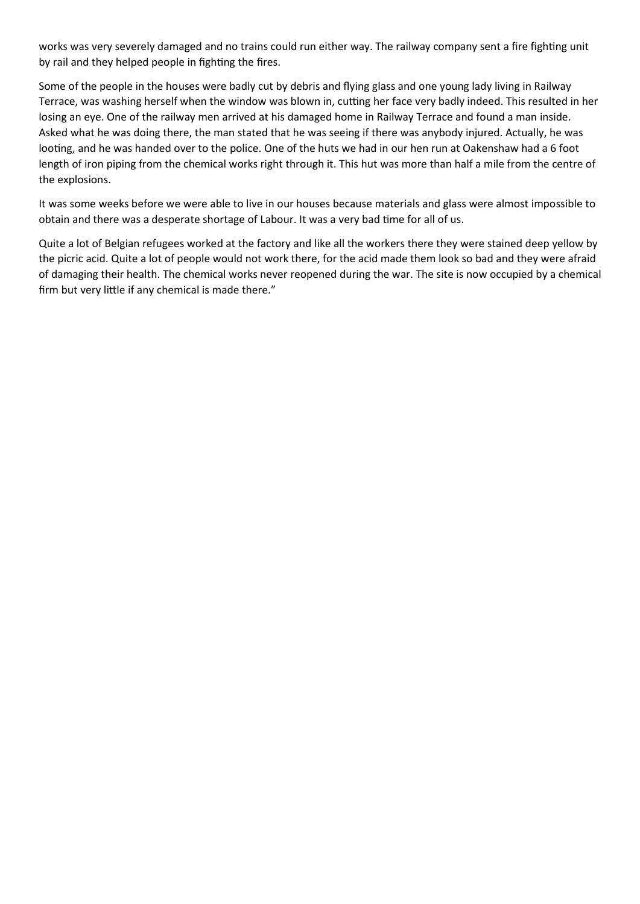works was very severely damaged and no trains could run either way. The railway company sent a fire fighting unit by rail and they helped people in fighting the fires.

Some of the people in the houses were badly cut by debris and flying glass and one young lady living in Railway Terrace, was washing herself when the window was blown in, cutting her face very badly indeed. This resulted in her losing an eye. One of the railway men arrived at his damaged home in Railway Terrace and found a man inside. Asked what he was doing there, the man stated that he was seeing if there was anybody injured. Actually, he was looting, and he was handed over to the police. One of the huts we had in our hen run at Oakenshaw had a 6 foot length of iron piping from the chemical works right through it. This hut was more than half a mile from the centre of the explosions.

It was some weeks before we were able to live in our houses because materials and glass were almost impossible to obtain and there was a desperate shortage of Labour. It was a very bad time for all of us.

Quite a lot of Belgian refugees worked at the factory and like all the workers there they were stained deep yellow by the picric acid. Quite a lot of people would not work there, for the acid made them look so bad and they were afraid of damaging their health. The chemical works never reopened during the war. The site is now occupied by a chemical firm but very little if any chemical is made there."